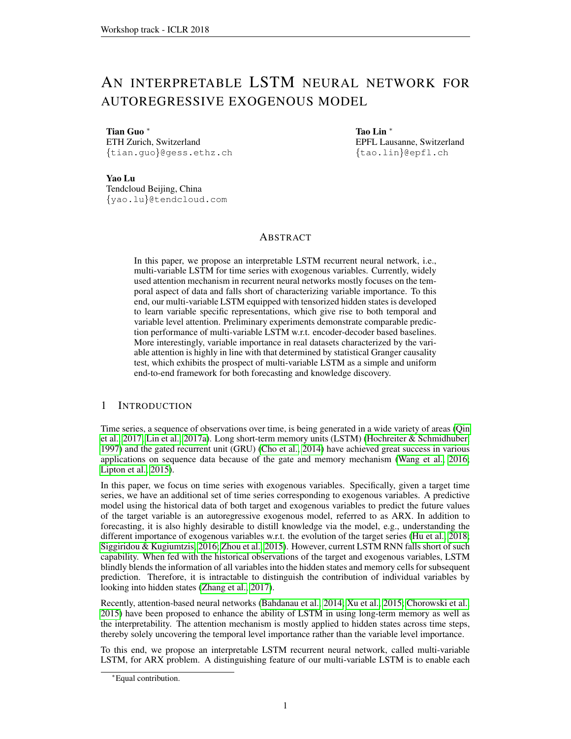# AN INTERPRETABLE LSTM NEURAL NETWORK FOR AUTOREGRESSIVE EXOGENOUS MODEL

**Tian Guo** *
ETH Zurich, Switzerland
{tian.guo}@gess.ethz.ch

**Tao Lin** *
EPFL Lausanne, Switzerland
{tao.lin}@epfl.ch

**Yao Lu**
Tendcloud Beijing, China
{yao.lu}@tendcloud.com

## ABSTRACT

In this paper, we propose an interpretable LSTM recurrent neural network, i.e., multi-variable LSTM for time series with exogenous variables. Currently, widely used attention mechanism in recurrent neural networks mostly focuses on the temporal aspect of data and falls short of characterizing variable importance. To this end, our multi-variable LSTM equipped with tensorized hidden states is developed to learn variable specific representations, which give rise to both temporal and variable level attention. Preliminary experiments demonstrate comparable prediction performance of multi-variable LSTM w.r.t. encoder-decoder based baselines. More interestingly, variable importance in real datasets characterized by the variable attention is highly in line with that determined by statistical Granger causality test, which exhibits the prospect of multi-variable LSTM as a simple and uniform end-to-end framework for both forecasting and knowledge discovery.

## 1 INTRODUCTION

Time series, a sequence of observations over time, is being generated in a wide variety of areas (Qin et al., 2017; Lin et al., 2017a). Long short-term memory units (LSTM) (Hochreiter & Schmidhuber, 1997) and the gated recurrent unit (GRU) (Cho et al., 2014) have achieved great success in various applications on sequence data because of the gate and memory mechanism (Wang et al., 2016; Lipton et al., 2015).

In this paper, we focus on time series with exogenous variables. Specifically, given a target time series, we have an additional set of time series corresponding to exogenous variables. A predictive model using the historical data of both target and exogenous variables to predict the future values of the target variable is an autoregressive exogenous model, referred to as ARX. In addition to forecasting, it is also highly desirable to distill knowledge via the model, e.g., understanding the different importance of exogenous variables w.r.t. the evolution of the target series (Hu et al., 2018; Siggiridou & Kugiumtzis, 2016; Zhou et al., 2015). However, current LSTM RNN falls short of such capability. When fed with the historical observations of the target and exogenous variables, LSTM blindly blends the information of all variables into the hidden states and memory cells for subsequent prediction. Therefore, it is intractable to distinguish the contribution of individual variables by looking into hidden states (Zhang et al., 2017).

Recently, attention-based neural networks (Bahdanau et al., 2014; Xu et al., 2015; Chorowski et al., 2015) have been proposed to enhance the ability of LSTM in using long-term memory as well as the interpretability. The attention mechanism is mostly applied to hidden states across time steps, thereby solely uncovering the temporal level importance rather than the variable level importance.

To this end, we propose an interpretable LSTM recurrent neural network, called multi-variable LSTM, for ARX problem. A distinguishing feature of our multi-variable LSTM is to enable each

*Equal contribution.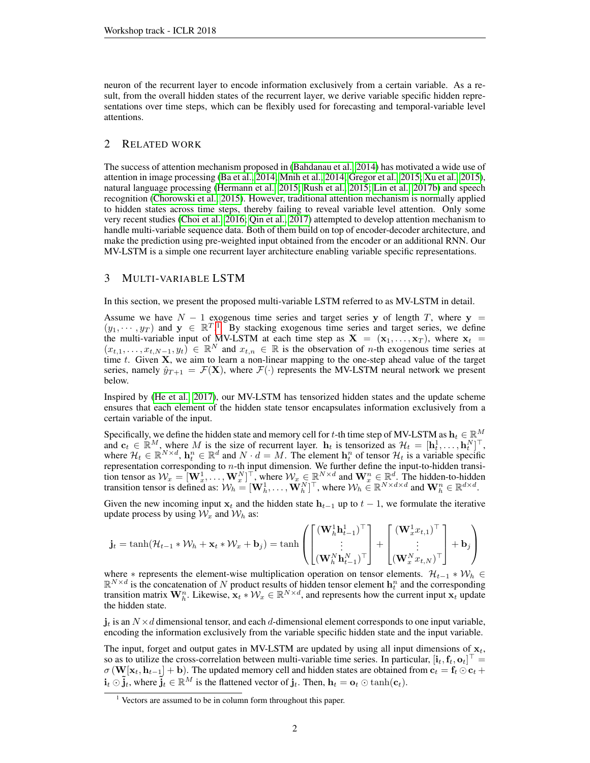neuron of the recurrent layer to encode information exclusively from a certain variable. As a result, from the overall hidden states of the recurrent layer, we derive variable specific hidden representations over time steps, which can be flexibly used for forecasting and temporal-variable level attentions.

## 2 Related work

The success of attention mechanism proposed in (Bahdanau et al., 2014) has motivated a wide use of attention in image processing (Ba et al., 2014; Mnih et al., 2014; Gregor et al., 2015; Xu et al., 2015), natural language processing (Hermann et al., 2015; Rush et al., 2015; Lin et al., 2017b) and speech recognition (Chorowski et al., 2015). However, traditional attention mechanism is normally applied to hidden states across time steps, thereby failing to reveal variable level attention. Only some very recent studies (Choi et al., 2016; Qin et al., 2017) attempted to develop attention mechanism to handle multi-variable sequence data. Both of them build on top of encoder-decoder architecture, and make the prediction using pre-weighted input obtained from the encoder or an additional RNN. Our MV-LSTM is a simple one recurrent layer architecture enabling variable specific representations.

## 3 Multi-variable LSTM

In this section, we present the proposed multi-variable LSTM referred to as MV-LSTM in detail.

Assume we have $N-1$ exogenous time series and target series $\mathbf{y}$ of length $T$, where $\mathbf{y} = (y_1, \cdots, y_T)$ and $\mathbf{y} \in \mathbb{R}^T$[1]. By stacking exogenous time series and target series, we define the multi-variable input of MV-LSTM at each time step as $\mathbf{X} = (\mathbf{x}_1, \ldots, \mathbf{x}_T)$, where $\mathbf{x}_t = (x_{t,1}, \ldots, x_{t,N-1}, y_t) \in \mathbb{R}^N$ and $x_{t,n} \in \mathbb{R}$ is the observation of $n$-th exogenous time series at time $t$. Given $\mathbf{X}$, we aim to learn a non-linear mapping to the one-step ahead value of the target series, namely $\hat{y}_{T+1} = \mathcal{F}(\mathbf{X})$, where $\mathcal{F}(\cdot)$ represents the MV-LSTM neural network we present below.

Inspired by (He et al., 2017), our MV-LSTM has tensorized hidden states and the update scheme ensures that each element of the hidden state tensor encapsulates information exclusively from a certain variable of the input.

Specifically, we define the hidden state and memory cell for $t$-th time step of MV-LSTM as $\mathbf{h}_t \in \mathbb{R}^M$ and $\mathbf{c}_t \in \mathbb{R}^M$, where $M$ is the size of recurrent layer. $\mathbf{h}_t$ is tensorized as $\mathcal{H}_t = [\mathbf{h}_t^1, \ldots, \mathbf{h}_t^N]^\top$, where $\mathcal{H}_t \in \mathbb{R}^{N \times d}$, $\mathbf{h}_t^n \in \mathbb{R}^d$ and $N \cdot d = M$. The element $\mathbf{h}_t^n$ of tensor $\mathcal{H}_t$ is a variable specific representation corresponding to $n$-th input dimension. We further define the input-to-hidden transition tensor as $\mathcal{W}_x = [\mathbf{W}_x^1, \ldots, \mathbf{W}_x^N]^\top$, where $\mathcal{W}_x \in \mathbb{R}^{N \times d}$ and $\mathbf{W}_x^n \in \mathbb{R}^d$. The hidden-to-hidden transition tensor is defined as: $\mathcal{W}_h = [\mathbf{W}_h^1, \ldots, \mathbf{W}_h^N]^\top$, where $\mathcal{W}_h \in \mathbb{R}^{N \times d \times d}$ and $\mathbf{W}_h^n \in \mathbb{R}^{d \times d}$.

Given the new incoming input $\mathbf{x}_t$ and the hidden state $\mathbf{h}_{t-1}$ up to $t-1$, we formulate the iterative update process by using $\mathcal{W}_x$ and $\mathcal{W}_h$ as:

$$\mathbf{j}_t = \tanh(\mathcal{H}_{t-1} * \mathcal{W}_h + \mathbf{x}_t * \mathcal{W}_x + \mathbf{b}_j) = \tanh\left( \begin{bmatrix} (\mathbf{W}_h^1 \mathbf{h}_{t-1}^1)^\top \\ \vdots \\ (\mathbf{W}_h^N \mathbf{h}_{t-1}^N)^\top \end{bmatrix} + \begin{bmatrix} (\mathbf{W}_x^1 x_{t,1})^\top \\ \vdots \\ (\mathbf{W}_x^N x_{t,N})^\top \end{bmatrix} + \mathbf{b}_j \right)$$

where $*$ represents the element-wise multiplication operation on tensor elements. $\mathcal{H}_{t-1} * \mathcal{W}_h \in \mathbb{R}^{N \times d}$ is the concatenation of $N$ product results of hidden tensor element $\mathbf{h}_t^n$ and the corresponding transition matrix $\mathbf{W}_h^n$. Likewise, $\mathbf{x}_t * \mathcal{W}_x \in \mathbb{R}^{N \times d}$, and represents how the current input $\mathbf{x}_t$ update the hidden state.

$\mathbf{j}_t$ is an $N \times d$ dimensional tensor, and each $d$-dimensional element corresponds to one input variable, encoding the information exclusively from the variable specific hidden state and the input variable.

The input, forget and output gates in MV-LSTM are updated by using all input dimensions of $\mathbf{x}_t$, so as to utilize the cross-correlation between multi-variable time series. In particular, $[\mathbf{i}_t, \mathbf{f}_t, \mathbf{o}_t]^\top = \sigma\left(\mathbf{W}[\mathbf{x}_t, \mathbf{h}_{t-1}] + \mathbf{b}\right)$. The updated memory cell and hidden states are obtained from $\mathbf{c}_t = \mathbf{f}_t \odot \mathbf{c}_t + \mathbf{i}_t \odot \tilde{\mathbf{j}}_t$, where $\tilde{\mathbf{j}}_t \in \mathbb{R}^M$ is the flattened vector of $\mathbf{j}_t$. Then, $\mathbf{h}_t = \mathbf{o}_t \odot \tanh(\mathbf{c}_t)$.

[1] Vectors are assumed to be in column form throughout this paper.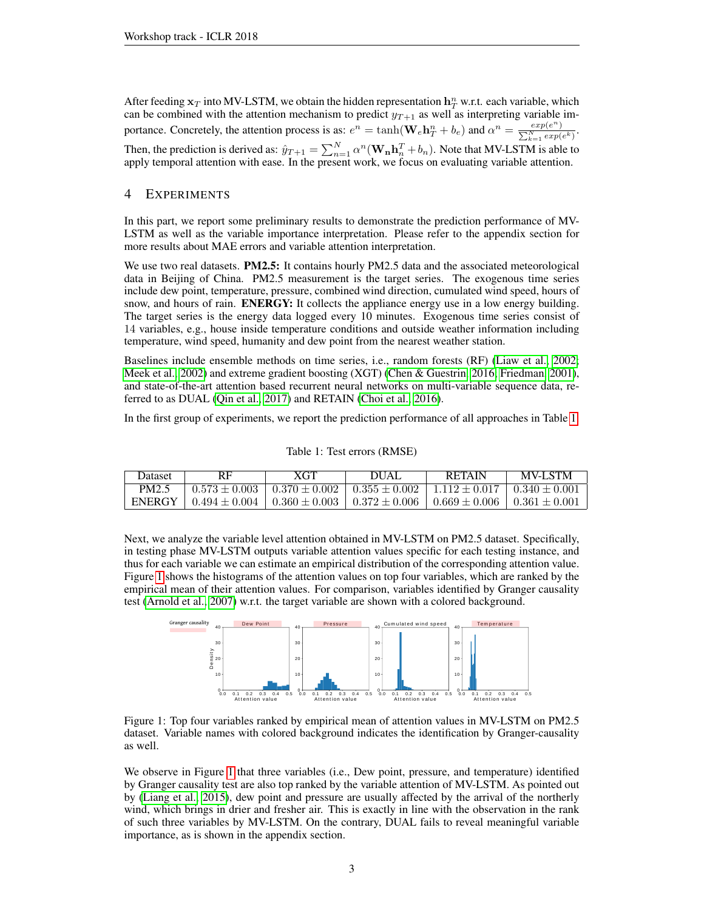After feeding $\mathbf{x}_T$ into MV-LSTM, we obtain the hidden representation $\mathbf{h}_T^n$ w.r.t. each variable, which can be combined with the attention mechanism to predict $y_{T+1}$ as well as interpreting variable importance. Concretely, the attention process is as: $e^n = \tanh(\mathbf{W}_e \mathbf{h}_T^n + b_e)$ and $\alpha^n = \frac{exp(e^n)}{\sum_{k=1}^{N} exp(e^k)}$. Then, the prediction is derived as: $\hat{y}_{T+1} = \sum_{n=1}^{N} \alpha^n (\mathbf{W_n} \mathbf{h}_n^T + b_n)$. Note that MV-LSTM is able to apply temporal attention with ease. In the present work, we focus on evaluating variable attention.

# 4 Experiments

In this part, we report some preliminary results to demonstrate the prediction performance of MV-LSTM as well as the variable importance interpretation. Please refer to the appendix section for more results about MAE errors and variable attention interpretation.

We use two real datasets. **PM2.5:** It contains hourly PM2.5 data and the associated meteorological data in Beijing of China. PM2.5 measurement is the target series. The exogenous time series include dew point, temperature, pressure, combined wind direction, cumulated wind speed, hours of snow, and hours of rain. **ENERGY:** It collects the appliance energy use in a low energy building. The target series is the energy data logged every 10 minutes. Exogenous time series consist of 14 variables, e.g., house inside temperature conditions and outside weather information including temperature, wind speed, humanity and dew point from the nearest weather station.

Baselines include ensemble methods on time series, i.e., random forests (RF) (Liaw et al., 2002; Meek et al., 2002) and extreme gradient boosting (XGT) (Chen & Guestrin, 2016; Friedman, 2001), and state-of-the-art attention based recurrent neural networks on multi-variable sequence data, referred to as DUAL (Qin et al., 2017) and RETAIN (Choi et al., 2016).

In the first group of experiments, we report the prediction performance of all approaches in Table 1.

Table 1: Test errors (RMSE)

| Dataset | RF | XGT | DUAL | RETAIN | MV-LSTM |
|---|---|---|---|---|---|
| PM2.5 | $0.573 \pm 0.003$ | $0.370 \pm 0.002$ | $0.355 \pm 0.002$ | $1.112 \pm 0.017$ | $0.340 \pm 0.001$ |
| ENERGY | $0.494 \pm 0.004$ | $0.360 \pm 0.003$ | $0.372 \pm 0.006$ | $0.669 \pm 0.006$ | $0.361 \pm 0.001$ |

Next, we analyze the variable level attention obtained in MV-LSTM on PM2.5 dataset. Specifically, in testing phase MV-LSTM outputs variable attention values specific for each testing instance, and thus for each variable we can estimate an empirical distribution of the corresponding attention value. Figure 1 shows the histograms of the attention values on top four variables, which are ranked by the empirical mean of their attention values. For comparison, variables identified by Granger causality test (Arnold et al., 2007) w.r.t. the target variable are shown with a colored background.

Figure 1: Top four variables ranked by empirical mean of attention values in MV-LSTM on PM2.5 dataset. Variable names with colored background indicates the identification by Granger-causality as well.

We observe in Figure 1 that three variables (i.e., Dew point, pressure, and temperature) identified by Granger causality test are also top ranked by the variable attention of MV-LSTM. As pointed out by (Liang et al., 2015), dew point and pressure are usually affected by the arrival of the northerly wind, which brings in drier and fresher air. This is exactly in line with the observation in the rank of such three variables by MV-LSTM. On the contrary, DUAL fails to reveal meaningful variable importance, as is shown in the appendix section.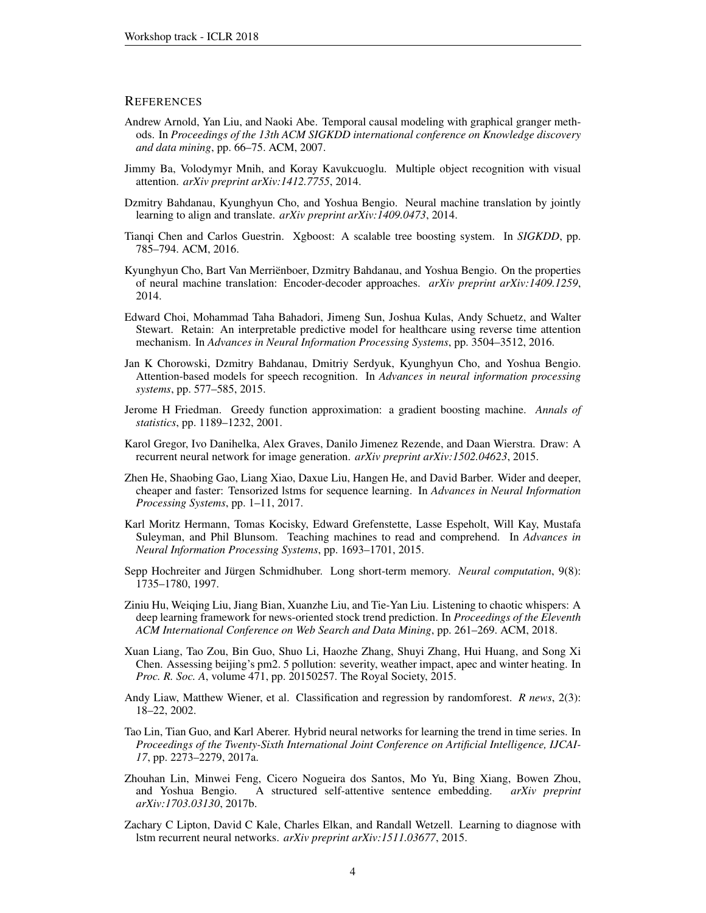## REFERENCES

Andrew Arnold, Yan Liu, and Naoki Abe. Temporal causal modeling with graphical granger methods. In *Proceedings of the 13th ACM SIGKDD international conference on Knowledge discovery and data mining*, pp. 66–75. ACM, 2007.

Jimmy Ba, Volodymyr Mnih, and Koray Kavukcuoglu. Multiple object recognition with visual attention. *arXiv preprint arXiv:1412.7755*, 2014.

Dzmitry Bahdanau, Kyunghyun Cho, and Yoshua Bengio. Neural machine translation by jointly learning to align and translate. *arXiv preprint arXiv:1409.0473*, 2014.

Tianqi Chen and Carlos Guestrin. Xgboost: A scalable tree boosting system. In *SIGKDD*, pp. 785–794. ACM, 2016.

Kyunghyun Cho, Bart Van Merriënboer, Dzmitry Bahdanau, and Yoshua Bengio. On the properties of neural machine translation: Encoder-decoder approaches. *arXiv preprint arXiv:1409.1259*, 2014.

Edward Choi, Mohammad Taha Bahadori, Jimeng Sun, Joshua Kulas, Andy Schuetz, and Walter Stewart. Retain: An interpretable predictive model for healthcare using reverse time attention mechanism. In *Advances in Neural Information Processing Systems*, pp. 3504–3512, 2016.

Jan K Chorowski, Dzmitry Bahdanau, Dmitriy Serdyuk, Kyunghyun Cho, and Yoshua Bengio. Attention-based models for speech recognition. In *Advances in neural information processing systems*, pp. 577–585, 2015.

Jerome H Friedman. Greedy function approximation: a gradient boosting machine. *Annals of statistics*, pp. 1189–1232, 2001.

Karol Gregor, Ivo Danihelka, Alex Graves, Danilo Jimenez Rezende, and Daan Wierstra. Draw: A recurrent neural network for image generation. *arXiv preprint arXiv:1502.04623*, 2015.

Zhen He, Shaobing Gao, Liang Xiao, Daxue Liu, Hangen He, and David Barber. Wider and deeper, cheaper and faster: Tensorized lstms for sequence learning. In *Advances in Neural Information Processing Systems*, pp. 1–11, 2017.

Karl Moritz Hermann, Tomas Kocisky, Edward Grefenstette, Lasse Espeholt, Will Kay, Mustafa Suleyman, and Phil Blunsom. Teaching machines to read and comprehend. In *Advances in Neural Information Processing Systems*, pp. 1693–1701, 2015.

Sepp Hochreiter and Jürgen Schmidhuber. Long short-term memory. *Neural computation*, 9(8): 1735–1780, 1997.

Ziniu Hu, Weiqing Liu, Jiang Bian, Xuanzhe Liu, and Tie-Yan Liu. Listening to chaotic whispers: A deep learning framework for news-oriented stock trend prediction. In *Proceedings of the Eleventh ACM International Conference on Web Search and Data Mining*, pp. 261–269. ACM, 2018.

Xuan Liang, Tao Zou, Bin Guo, Shuo Li, Haozhe Zhang, Shuyi Zhang, Hui Huang, and Song Xi Chen. Assessing beijing's pm2. 5 pollution: severity, weather impact, apec and winter heating. In *Proc. R. Soc. A*, volume 471, pp. 20150257. The Royal Society, 2015.

Andy Liaw, Matthew Wiener, et al. Classification and regression by randomforest. *R news*, 2(3): 18–22, 2002.

Tao Lin, Tian Guo, and Karl Aberer. Hybrid neural networks for learning the trend in time series. In *Proceedings of the Twenty-Sixth International Joint Conference on Artificial Intelligence, IJCAI-17*, pp. 2273–2279, 2017a.

Zhouhan Lin, Minwei Feng, Cicero Nogueira dos Santos, Mo Yu, Bing Xiang, Bowen Zhou, and Yoshua Bengio. A structured self-attentive sentence embedding. *arXiv preprint arXiv:1703.03130*, 2017b.

Zachary C Lipton, David C Kale, Charles Elkan, and Randall Wetzell. Learning to diagnose with lstm recurrent neural networks. *arXiv preprint arXiv:1511.03677*, 2015.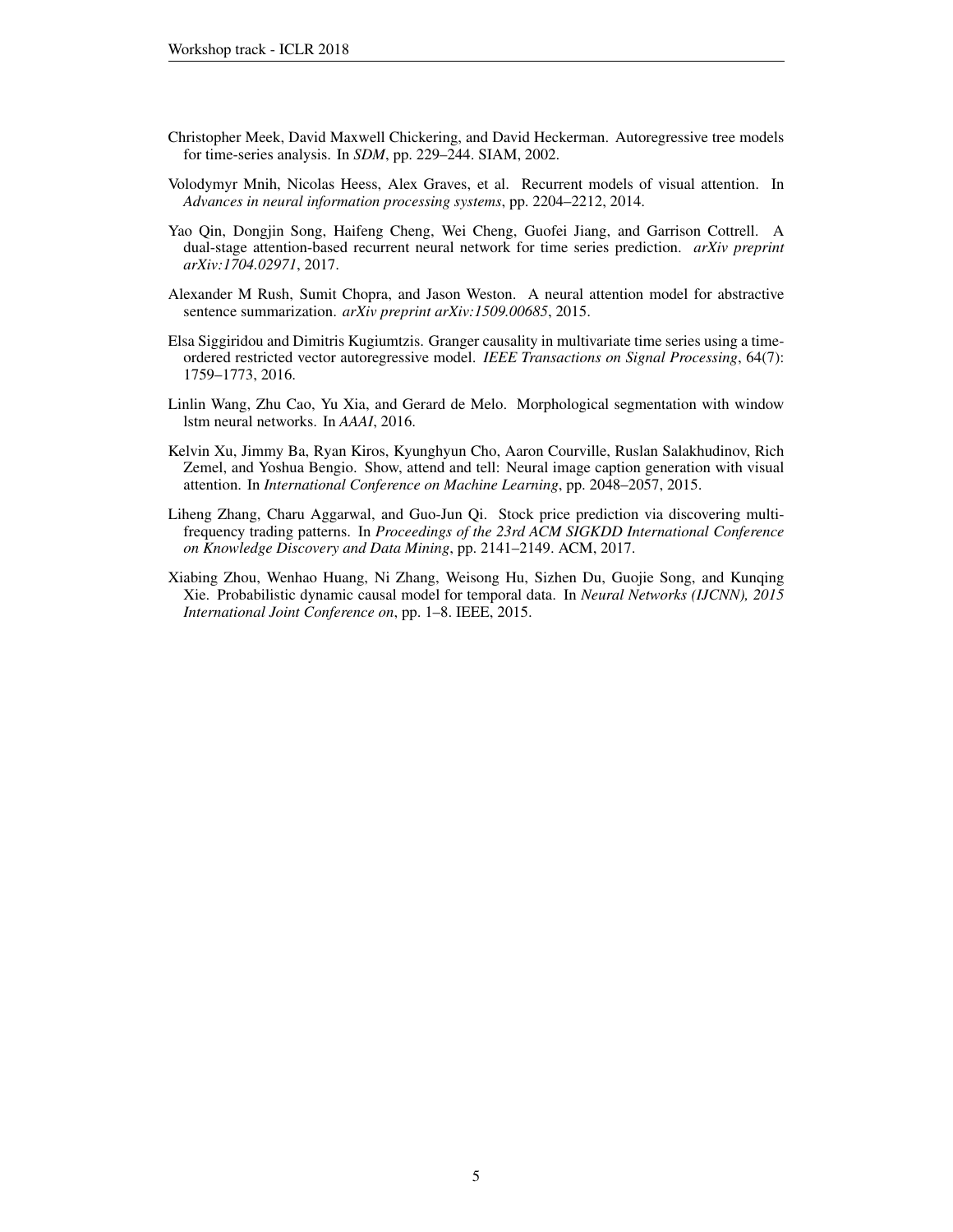Christopher Meek, David Maxwell Chickering, and David Heckerman. Autoregressive tree models for time-series analysis. In *SDM*, pp. 229–244. SIAM, 2002.

Volodymyr Mnih, Nicolas Heess, Alex Graves, et al. Recurrent models of visual attention. In *Advances in neural information processing systems*, pp. 2204–2212, 2014.

Yao Qin, Dongjin Song, Haifeng Cheng, Wei Cheng, Guofei Jiang, and Garrison Cottrell. A dual-stage attention-based recurrent neural network for time series prediction. *arXiv preprint arXiv:1704.02971*, 2017.

Alexander M Rush, Sumit Chopra, and Jason Weston. A neural attention model for abstractive sentence summarization. *arXiv preprint arXiv:1509.00685*, 2015.

Elsa Siggiridou and Dimitris Kugiumtzis. Granger causality in multivariate time series using a time-ordered restricted vector autoregressive model. *IEEE Transactions on Signal Processing*, 64(7): 1759–1773, 2016.

Linlin Wang, Zhu Cao, Yu Xia, and Gerard de Melo. Morphological segmentation with window lstm neural networks. In *AAAI*, 2016.

Kelvin Xu, Jimmy Ba, Ryan Kiros, Kyunghyun Cho, Aaron Courville, Ruslan Salakhudinov, Rich Zemel, and Yoshua Bengio. Show, attend and tell: Neural image caption generation with visual attention. In *International Conference on Machine Learning*, pp. 2048–2057, 2015.

Liheng Zhang, Charu Aggarwal, and Guo-Jun Qi. Stock price prediction via discovering multi-frequency trading patterns. In *Proceedings of the 23rd ACM SIGKDD International Conference on Knowledge Discovery and Data Mining*, pp. 2141–2149. ACM, 2017.

Xiabing Zhou, Wenhao Huang, Ni Zhang, Weisong Hu, Sizhen Du, Guojie Song, and Kunqing Xie. Probabilistic dynamic causal model for temporal data. In *Neural Networks (IJCNN), 2015 International Joint Conference on*, pp. 1–8. IEEE, 2015.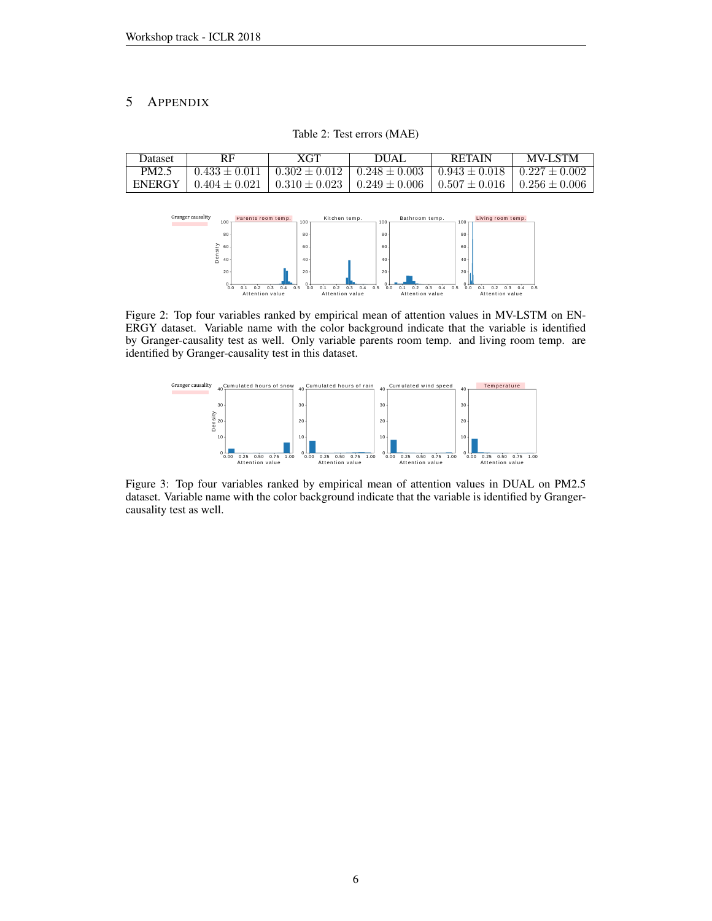# 5 Appendix

Table 2: Test errors (MAE)

| Dataset | RF | XGT | DUAL | RETAIN | MV-LSTM |
|---|---|---|---|---|---|
| PM2.5 | $0.433 \pm 0.011$ | $0.302 \pm 0.012$ | $0.248 \pm 0.003$ | $0.943 \pm 0.018$ | $0.227 \pm 0.002$ |
| ENERGY | $0.404 \pm 0.021$ | $0.310 \pm 0.023$ | $0.249 \pm 0.006$ | $0.507 \pm 0.016$ | $0.256 \pm 0.006$ |

Figure 2: Top four variables ranked by empirical mean of attention values in MV-LSTM on ENERGY dataset. Variable name with the color background indicate that the variable is identified by Granger-causality test as well. Only variable parents room temp. and living room temp. are identified by Granger-causality test in this dataset.

Figure 3: Top four variables ranked by empirical mean of attention values in DUAL on PM2.5 dataset. Variable name with the color background indicate that the variable is identified by Granger-causality test as well.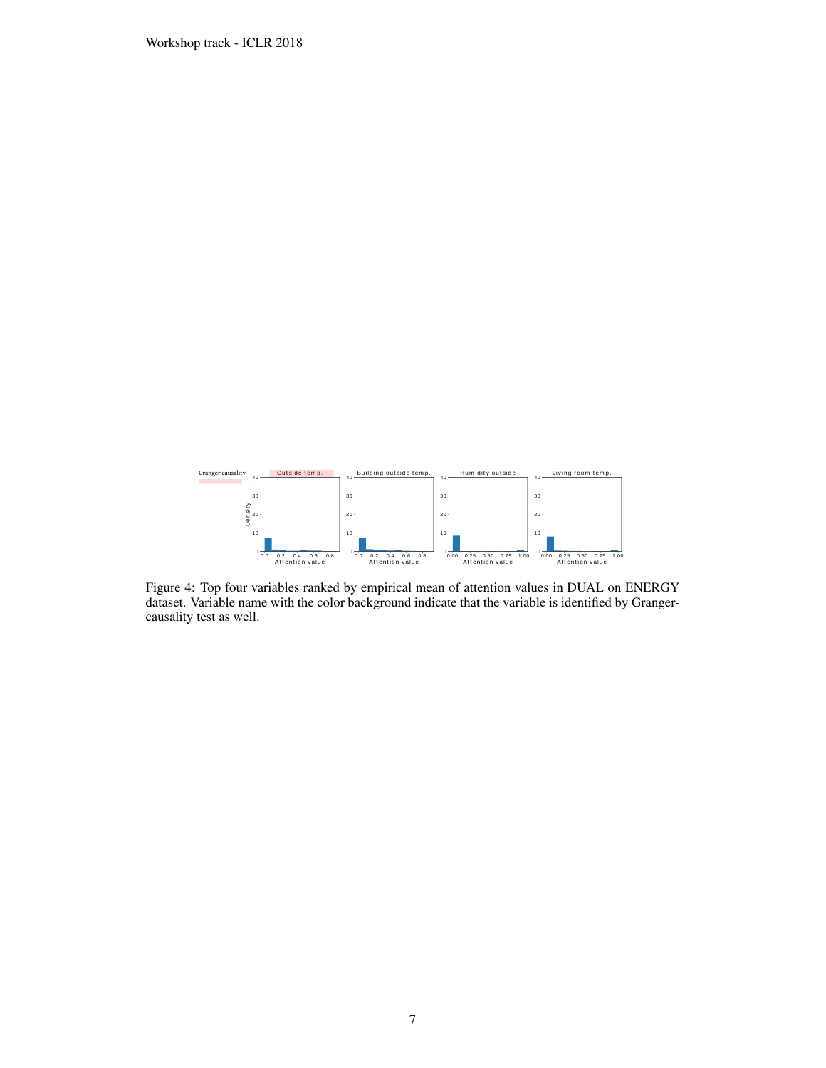Granger causality

Outside temp.

Building outside temp.

Humidity outside

Living room temp.

Density

40
30
20
10
0

0.0 0.2 0.4 0.6 0.8

0.00 0.25 0.50 0.75 1.00

Attention value

Figure 4: Top four variables ranked by empirical mean of attention values in DUAL on ENERGY dataset. Variable name with the color background indicate that the variable is identified by Granger-causality test as well.